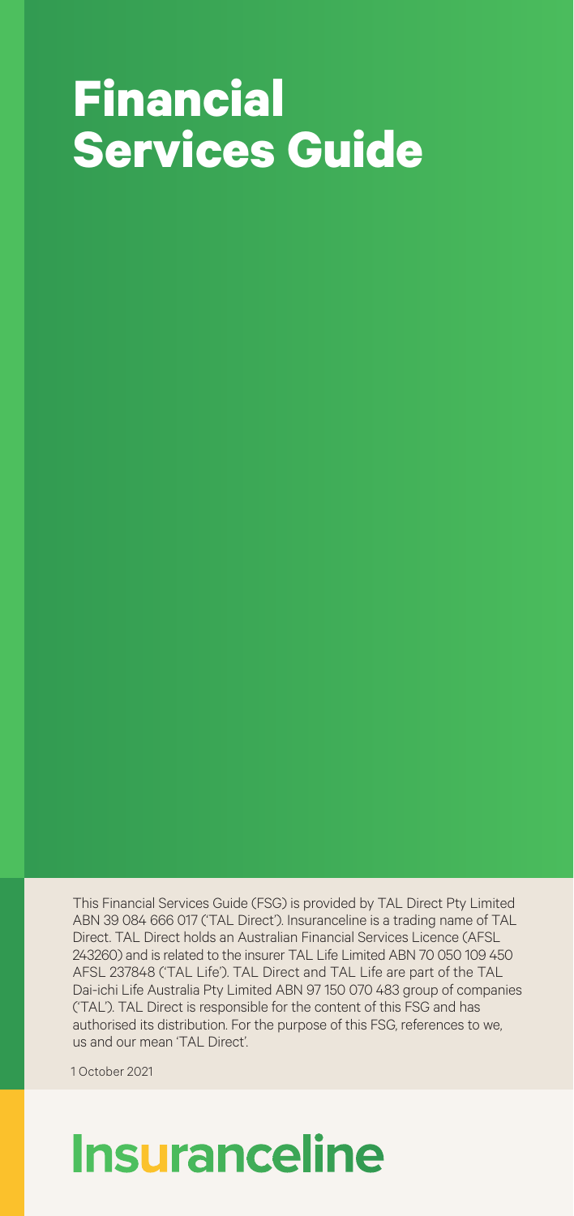# Financial Services Guide

This Financial Services Guide (FSG) is provided by TAL Direct Pty Limited ABN 39 084 666 017 ('TAL Direct'). Insuranceline is a trading name of TAL Direct. TAL Direct holds an Australian Financial Services Licence (AFSL 243260) and is related to the insurer TAL Life Limited ABN 70 050 109 450 AFSL 237848 ('TAL Life'). TAL Direct and TAL Life are part of the TAL Dai-ichi Life Australia Pty Limited ABN 97 150 070 483 group of companies ('TAL'). TAL Direct is responsible for the content of this FSG and has authorised its distribution. For the purpose of this FSG, references to we, us and our mean 'TAL Direct'.

1 October 2021

Insuranceline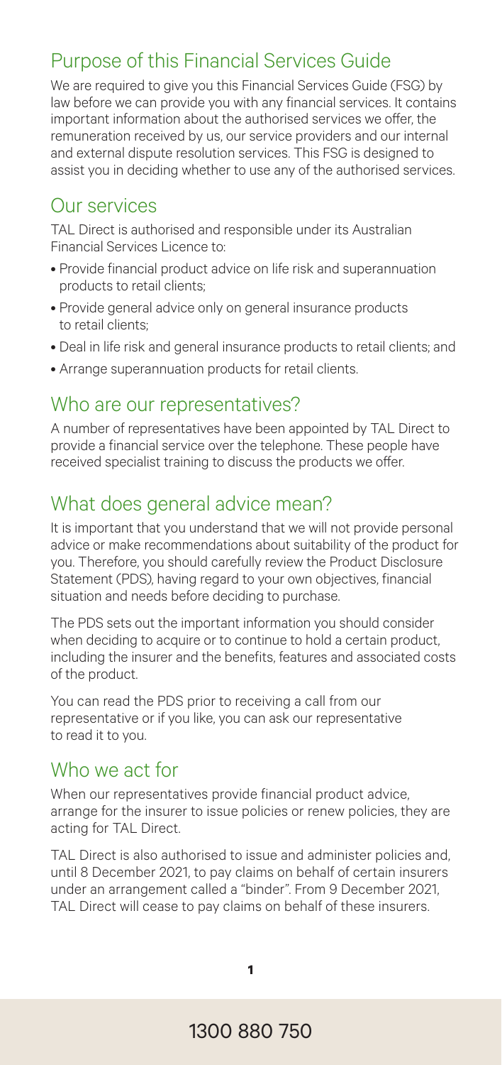## Purpose of this Financial Services Guide

We are required to give you this Financial Services Guide (FSG) by law before we can provide you with any financial services. It contains important information about the authorised services we offer, the remuneration received by us, our service providers and our internal and external dispute resolution services. This FSG is designed to assist you in deciding whether to use any of the authorised services.

## Our services

TAL Direct is authorised and responsible under its Australian Financial Services Licence to:

- Provide financial product advice on life risk and superannuation products to retail clients;
- Provide general advice only on general insurance products to retail clients;
- Deal in life risk and general insurance products to retail clients; and
- Arrange superannuation products for retail clients.

## Who are our representatives?

A number of representatives have been appointed by TAL Direct to provide a financial service over the telephone. These people have received specialist training to discuss the products we offer.

## What does general advice mean?

It is important that you understand that we will not provide personal advice or make recommendations about suitability of the product for you. Therefore, you should carefully review the Product Disclosure Statement (PDS), having regard to your own objectives, financial situation and needs before deciding to purchase.

The PDS sets out the important information you should consider when deciding to acquire or to continue to hold a certain product, including the insurer and the benefits, features and associated costs of the product.

You can read the PDS prior to receiving a call from our representative or if you like, you can ask our representative to read it to you.

## Who we act for

When our representatives provide financial product advice, arrange for the insurer to issue policies or renew policies, they are acting for TAL Direct.

TAL Direct is also authorised to issue and administer policies and, until 8 December 2021, to pay claims on behalf of certain insurers under an arrangement called a "binder". From 9 December 2021, TAL Direct will cease to pay claims on behalf of these insurers.

1300 880 750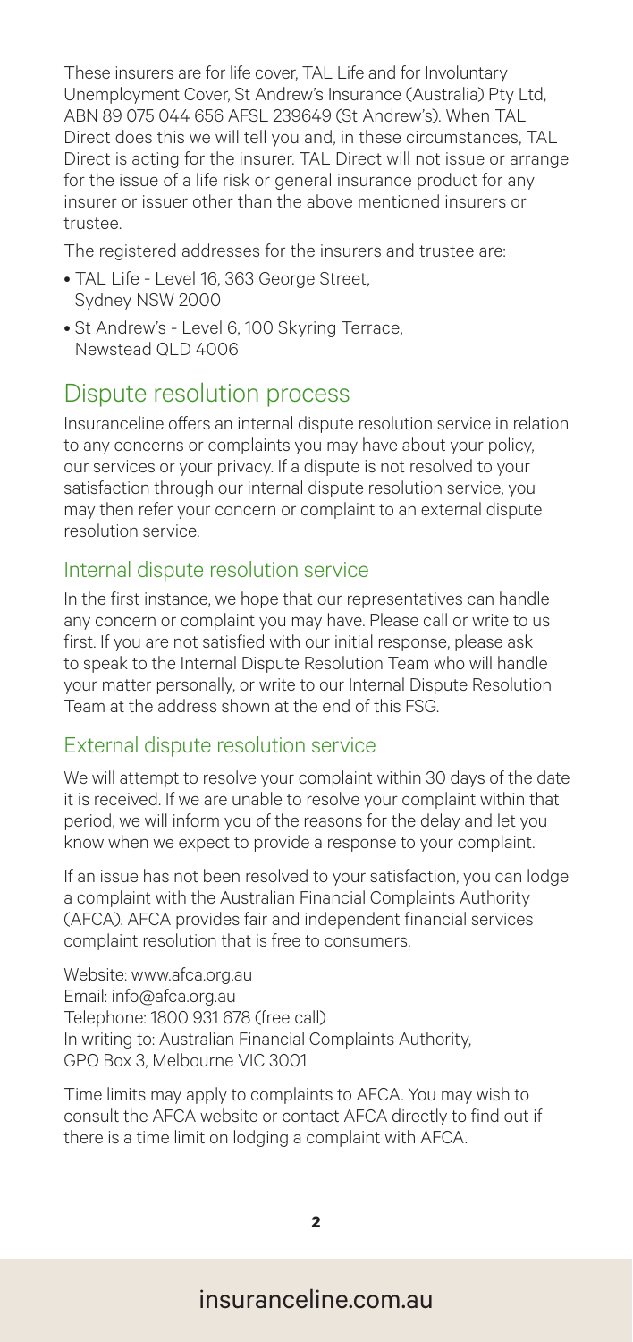These insurers are for life cover, TAL Life and for Involuntary Unemployment Cover, St Andrew's Insurance (Australia) Pty Ltd, ABN 89 075 044 656 AFSL 239649 (St Andrew's). When TAL Direct does this we will tell you and, in these circumstances, TAL Direct is acting for the insurer. TAL Direct will not issue or arrange for the issue of a life risk or general insurance product for any insurer or issuer other than the above mentioned insurers or trustee.

The registered addresses for the insurers and trustee are:

- TAL Life - Level 16, 363 George Street, Sydney NSW 2000
- St Andrew's - Level 6, 100 Skyring Terrace, Newstead QLD 4006

## Dispute resolution process

Insuranceline offers an internal dispute resolution service in relation to any concerns or complaints you may have about your policy, our services or your privacy. If a dispute is not resolved to your satisfaction through our internal dispute resolution service, you may then refer your concern or complaint to an external dispute resolution service.

### Internal dispute resolution service

In the first instance, we hope that our representatives can handle any concern or complaint you may have. Please call or write to us first. If you are not satisfied with our initial response, please ask to speak to the Internal Dispute Resolution Team who will handle your matter personally, or write to our Internal Dispute Resolution Team at the address shown at the end of this FSG.

### External dispute resolution service

We will attempt to resolve your complaint within 30 days of the date it is received. If we are unable to resolve your complaint within that period, we will inform you of the reasons for the delay and let you know when we expect to provide a response to your complaint.

If an issue has not been resolved to your satisfaction, you can lodge a complaint with the Australian Financial Complaints Authority (AFCA). AFCA provides fair and independent financial services complaint resolution that is free to consumers.

Website: www.afca.org.au
Email: info@afca.org.au
Telephone: 1800 931 678 (free call)
In writing to: Australian Financial Complaints Authority, GPO Box 3, Melbourne VIC 3001

Time limits may apply to complaints to AFCA. You may wish to consult the AFCA website or contact AFCA directly to find out if there is a time limit on lodging a complaint with AFCA.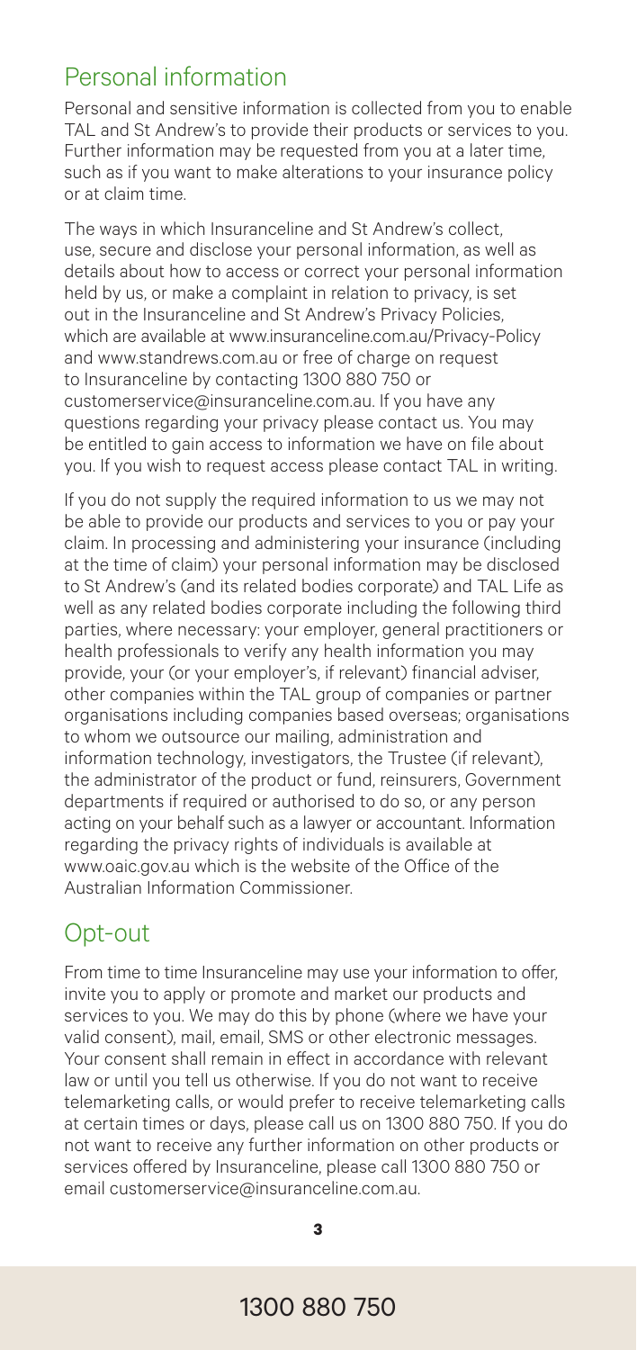## Personal information

Personal and sensitive information is collected from you to enable TAL and St Andrew's to provide their products or services to you. Further information may be requested from you at a later time, such as if you want to make alterations to your insurance policy or at claim time.

The ways in which Insuranceline and St Andrew's collect, use, secure and disclose your personal information, as well as details about how to access or correct your personal information held by us, or make a complaint in relation to privacy, is set out in the Insuranceline and St Andrew's Privacy Policies, which are available at www.insuranceline.com.au/Privacy-Policy and www.standrews.com.au or free of charge on request to Insuranceline by contacting 1300 880 750 or customerservice@insuranceline.com.au. If you have any questions regarding your privacy please contact us. You may be entitled to gain access to information we have on file about you. If you wish to request access please contact TAL in writing.

If you do not supply the required information to us we may not be able to provide our products and services to you or pay your claim. In processing and administering your insurance (including at the time of claim) your personal information may be disclosed to St Andrew's (and its related bodies corporate) and TAL Life as well as any related bodies corporate including the following third parties, where necessary: your employer, general practitioners or health professionals to verify any health information you may provide, your (or your employer's, if relevant) financial adviser, other companies within the TAL group of companies or partner organisations including companies based overseas; organisations to whom we outsource our mailing, administration and information technology, investigators, the Trustee (if relevant), the administrator of the product or fund, reinsurers, Government departments if required or authorised to do so, or any person acting on your behalf such as a lawyer or accountant. Information regarding the privacy rights of individuals is available at www.oaic.gov.au which is the website of the Office of the Australian Information Commissioner.

## Opt-out

From time to time Insuranceline may use your information to offer, invite you to apply or promote and market our products and services to you. We may do this by phone (where we have your valid consent), mail, email, SMS or other electronic messages. Your consent shall remain in effect in accordance with relevant law or until you tell us otherwise. If you do not want to receive telemarketing calls, or would prefer to receive telemarketing calls at certain times or days, please call us on 1300 880 750. If you do not want to receive any further information on other products or services offered by Insuranceline, please call 1300 880 750 or email customerservice@insuranceline.com.au.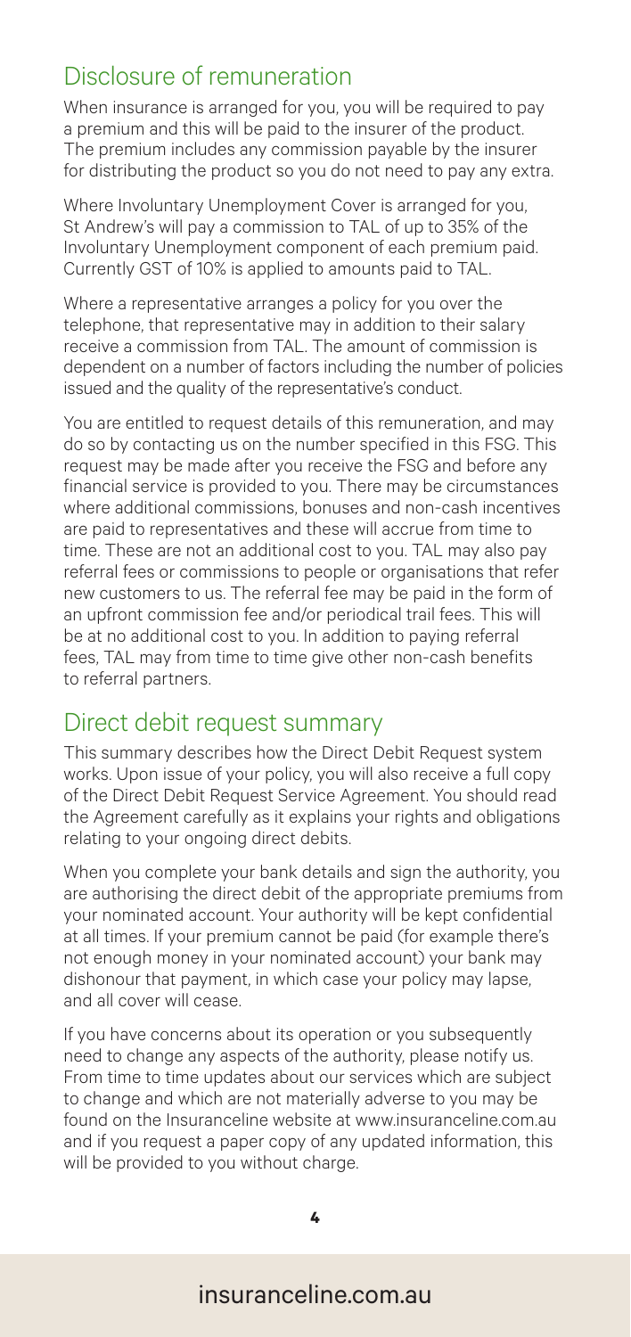## Disclosure of remuneration

When insurance is arranged for you, you will be required to pay a premium and this will be paid to the insurer of the product. The premium includes any commission payable by the insurer for distributing the product so you do not need to pay any extra.

Where Involuntary Unemployment Cover is arranged for you, St Andrew's will pay a commission to TAL of up to 35% of the Involuntary Unemployment component of each premium paid. Currently GST of 10% is applied to amounts paid to TAL.

Where a representative arranges a policy for you over the telephone, that representative may in addition to their salary receive a commission from TAL. The amount of commission is dependent on a number of factors including the number of policies issued and the quality of the representative's conduct.

You are entitled to request details of this remuneration, and may do so by contacting us on the number specified in this FSG. This request may be made after you receive the FSG and before any financial service is provided to you. There may be circumstances where additional commissions, bonuses and non-cash incentives are paid to representatives and these will accrue from time to time. These are not an additional cost to you. TAL may also pay referral fees or commissions to people or organisations that refer new customers to us. The referral fee may be paid in the form of an upfront commission fee and/or periodical trail fees. This will be at no additional cost to you. In addition to paying referral fees, TAL may from time to time give other non-cash benefits to referral partners.

## Direct debit request summary

This summary describes how the Direct Debit Request system works. Upon issue of your policy, you will also receive a full copy of the Direct Debit Request Service Agreement. You should read the Agreement carefully as it explains your rights and obligations relating to your ongoing direct debits.

When you complete your bank details and sign the authority, you are authorising the direct debit of the appropriate premiums from your nominated account. Your authority will be kept confidential at all times. If your premium cannot be paid (for example there's not enough money in your nominated account) your bank may dishonour that payment, in which case your policy may lapse, and all cover will cease.

If you have concerns about its operation or you subsequently need to change any aspects of the authority, please notify us. From time to time updates about our services which are subject to change and which are not materially adverse to you may be found on the Insuranceline website at www.insuranceline.com.au and if you request a paper copy of any updated information, this will be provided to you without charge.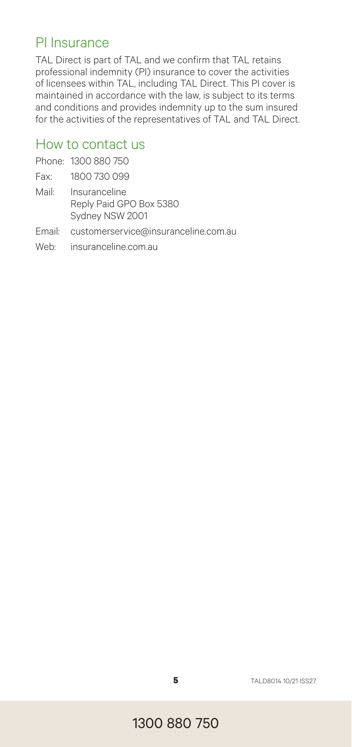## PI Insurance

TAL Direct is part of TAL and we confirm that TAL retains professional indemnity (PI) insurance to cover the activities of licensees within TAL, including TAL Direct. This PI cover is maintained in accordance with the law, is subject to its terms and conditions and provides indemnity up to the sum insured for the activities of the representatives of TAL and TAL Direct.

## How to contact us

Phone: 1300 880 750

Fax: 1800 730 099

Mail: Insuranceline
Reply Paid GPO Box 5380
Sydney NSW 2001

Email: customerservice@insuranceline.com.au

Web: insuranceline.com.au

TALD8014 10/21 ISS27

1300 880 750